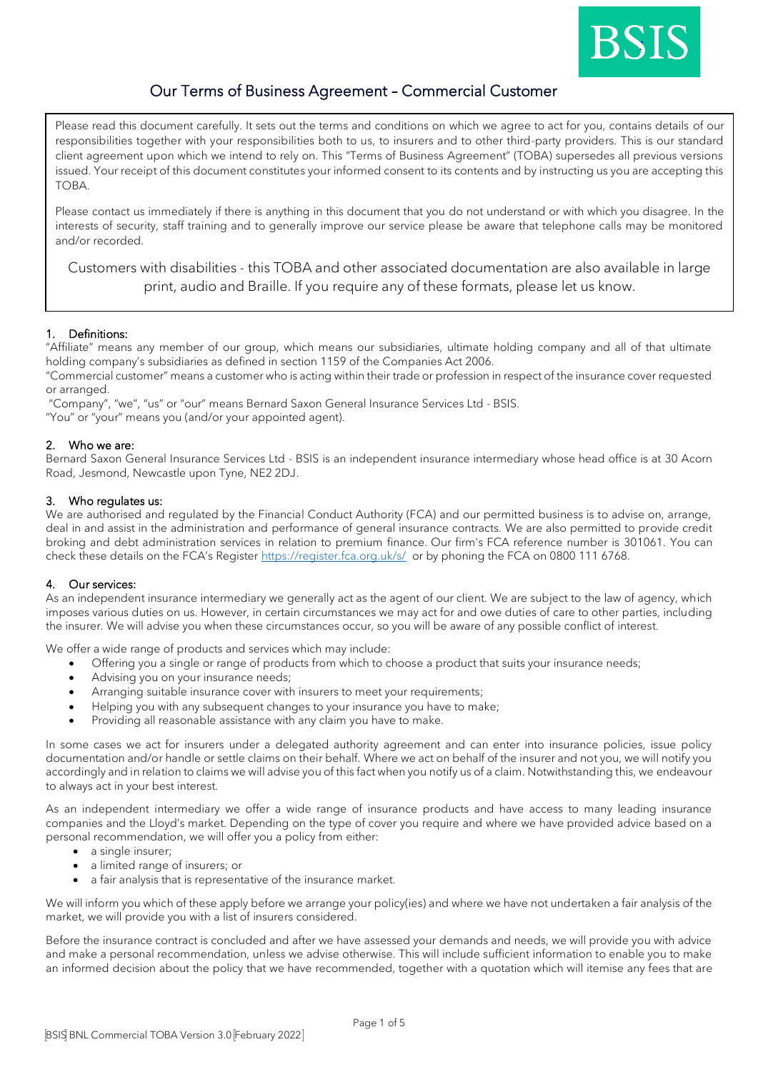BSIS

# Our Terms of Business Agreement – Commercial Customer

Please read this document carefully. It sets out the terms and conditions on which we agree to act for you, contains details of our responsibilities together with your responsibilities both to us, to insurers and to other third-party providers. This is our standard client agreement upon which we intend to rely on. This "Terms of Business Agreement" (TOBA) supersedes all previous versions issued. Your receipt of this document constitutes your informed consent to its contents and by instructing us you are accepting this TOBA.

Please contact us immediately if there is anything in this document that you do not understand or with which you disagree. In the interests of security, staff training and to generally improve our service please be aware that telephone calls may be monitored and/or recorded.

Customers with disabilities - this TOBA and other associated documentation are also available in large print, audio and Braille. If you require any of these formats, please let us know.

## 1. Definitions:

"Affiliate" means any member of our group, which means our subsidiaries, ultimate holding company and all of that ultimate holding company's subsidiaries as defined in section 1159 of the Companies Act 2006.

"Commercial customer" means a customer who is acting within their trade or profession in respect of the insurance cover requested or arranged.

"Company", "we", "us" or "our" means Bernard Saxon General Insurance Services Ltd - BSIS.

"You" or "your" means you (and/or your appointed agent).

## 2. Who we are:

Bernard Saxon General Insurance Services Ltd - BSIS is an independent insurance intermediary whose head office is at 30 Acorn Road, Jesmond, Newcastle upon Tyne, NE2 2DJ.

## 3. Who regulates us:

We are authorised and regulated by the Financial Conduct Authority (FCA) and our permitted business is to advise on, arrange, deal in and assist in the administration and performance of general insurance contracts. We are also permitted to provide credit broking and debt administration services in relation to premium finance. Our firm's FCA reference number is 301061. You can check these details on the FCA's Register https://register.fca.org.uk/s/ or by phoning the FCA on 0800 111 6768.

## 4. Our services:

As an independent insurance intermediary we generally act as the agent of our client. We are subject to the law of agency, which imposes various duties on us. However, in certain circumstances we may act for and owe duties of care to other parties, including the insurer. We will advise you when these circumstances occur, so you will be aware of any possible conflict of interest.

We offer a wide range of products and services which may include:

- Offering you a single or range of products from which to choose a product that suits your insurance needs;
- Advising you on your insurance needs;
- Arranging suitable insurance cover with insurers to meet your requirements;
- Helping you with any subsequent changes to your insurance you have to make;
- Providing all reasonable assistance with any claim you have to make.

In some cases we act for insurers under a delegated authority agreement and can enter into insurance policies, issue policy documentation and/or handle or settle claims on their behalf. Where we act on behalf of the insurer and not you, we will notify you accordingly and in relation to claims we will advise you of this fact when you notify us of a claim. Notwithstanding this, we endeavour to always act in your best interest.

As an independent intermediary we offer a wide range of insurance products and have access to many leading insurance companies and the Lloyd's market. Depending on the type of cover you require and where we have provided advice based on a personal recommendation, we will offer you a policy from either:

- a single insurer;
- a limited range of insurers; or
- a fair analysis that is representative of the insurance market.

We will inform you which of these apply before we arrange your policy(ies) and where we have not undertaken a fair analysis of the market, we will provide you with a list of insurers considered.

Before the insurance contract is concluded and after we have assessed your demands and needs, we will provide you with advice and make a personal recommendation, unless we advise otherwise. This will include sufficient information to enable you to make an informed decision about the policy that we have recommended, together with a quotation which will itemise any fees that are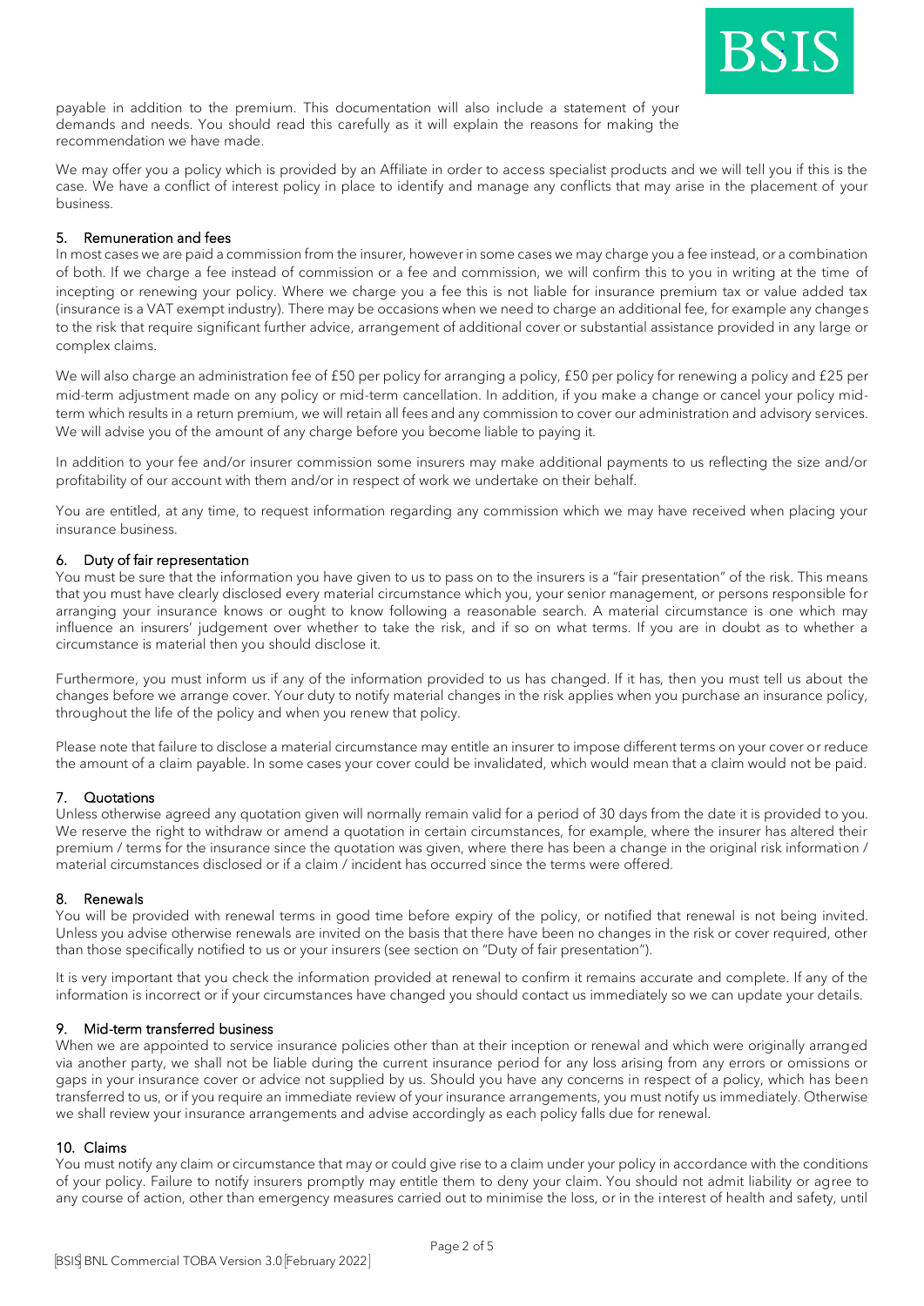payable in addition to the premium. This documentation will also include a statement of your demands and needs. You should read this carefully as it will explain the reasons for making the recommendation we have made.

We may offer you a policy which is provided by an Affiliate in order to access specialist products and we will tell you if this is the case. We have a conflict of interest policy in place to identify and manage any conflicts that may arise in the placement of your business.

## 5. Remuneration and fees

In most cases we are paid a commission from the insurer, however in some cases we may charge you a fee instead, or a combination of both. If we charge a fee instead of commission or a fee and commission, we will confirm this to you in writing at the time of incepting or renewing your policy. Where we charge you a fee this is not liable for insurance premium tax or value added tax (insurance is a VAT exempt industry). There may be occasions when we need to charge an additional fee, for example any changes to the risk that require significant further advice, arrangement of additional cover or substantial assistance provided in any large or complex claims.

We will also charge an administration fee of £50 per policy for arranging a policy, £50 per policy for renewing a policy and £25 per mid-term adjustment made on any policy or mid-term cancellation. In addition, if you make a change or cancel your policy mid-term which results in a return premium, we will retain all fees and any commission to cover our administration and advisory services. We will advise you of the amount of any charge before you become liable to paying it.

In addition to your fee and/or insurer commission some insurers may make additional payments to us reflecting the size and/or profitability of our account with them and/or in respect of work we undertake on their behalf.

You are entitled, at any time, to request information regarding any commission which we may have received when placing your insurance business.

## 6. Duty of fair representation

You must be sure that the information you have given to us to pass on to the insurers is a "fair presentation" of the risk. This means that you must have clearly disclosed every material circumstance which you, your senior management, or persons responsible for arranging your insurance knows or ought to know following a reasonable search. A material circumstance is one which may influence an insurers' judgement over whether to take the risk, and if so on what terms. If you are in doubt as to whether a circumstance is material then you should disclose it.

Furthermore, you must inform us if any of the information provided to us has changed. If it has, then you must tell us about the changes before we arrange cover. Your duty to notify material changes in the risk applies when you purchase an insurance policy, throughout the life of the policy and when you renew that policy.

Please note that failure to disclose a material circumstance may entitle an insurer to impose different terms on your cover or reduce the amount of a claim payable. In some cases your cover could be invalidated, which would mean that a claim would not be paid.

## 7. Quotations

Unless otherwise agreed any quotation given will normally remain valid for a period of 30 days from the date it is provided to you. We reserve the right to withdraw or amend a quotation in certain circumstances, for example, where the insurer has altered their premium / terms for the insurance since the quotation was given, where there has been a change in the original risk information / material circumstances disclosed or if a claim / incident has occurred since the terms were offered.

## 8. Renewals

You will be provided with renewal terms in good time before expiry of the policy, or notified that renewal is not being invited. Unless you advise otherwise renewals are invited on the basis that there have been no changes in the risk or cover required, other than those specifically notified to us or your insurers (see section on "Duty of fair presentation").

It is very important that you check the information provided at renewal to confirm it remains accurate and complete. If any of the information is incorrect or if your circumstances have changed you should contact us immediately so we can update your details.

## 9. Mid-term transferred business

When we are appointed to service insurance policies other than at their inception or renewal and which were originally arranged via another party, we shall not be liable during the current insurance period for any loss arising from any errors or omissions or gaps in your insurance cover or advice not supplied by us. Should you have any concerns in respect of a policy, which has been transferred to us, or if you require an immediate review of your insurance arrangements, you must notify us immediately. Otherwise we shall review your insurance arrangements and advise accordingly as each policy falls due for renewal.

## 10. Claims

You must notify any claim or circumstance that may or could give rise to a claim under your policy in accordance with the conditions of your policy. Failure to notify insurers promptly may entitle them to deny your claim. You should not admit liability or agree to any course of action, other than emergency measures carried out to minimise the loss, or in the interest of health and safety, until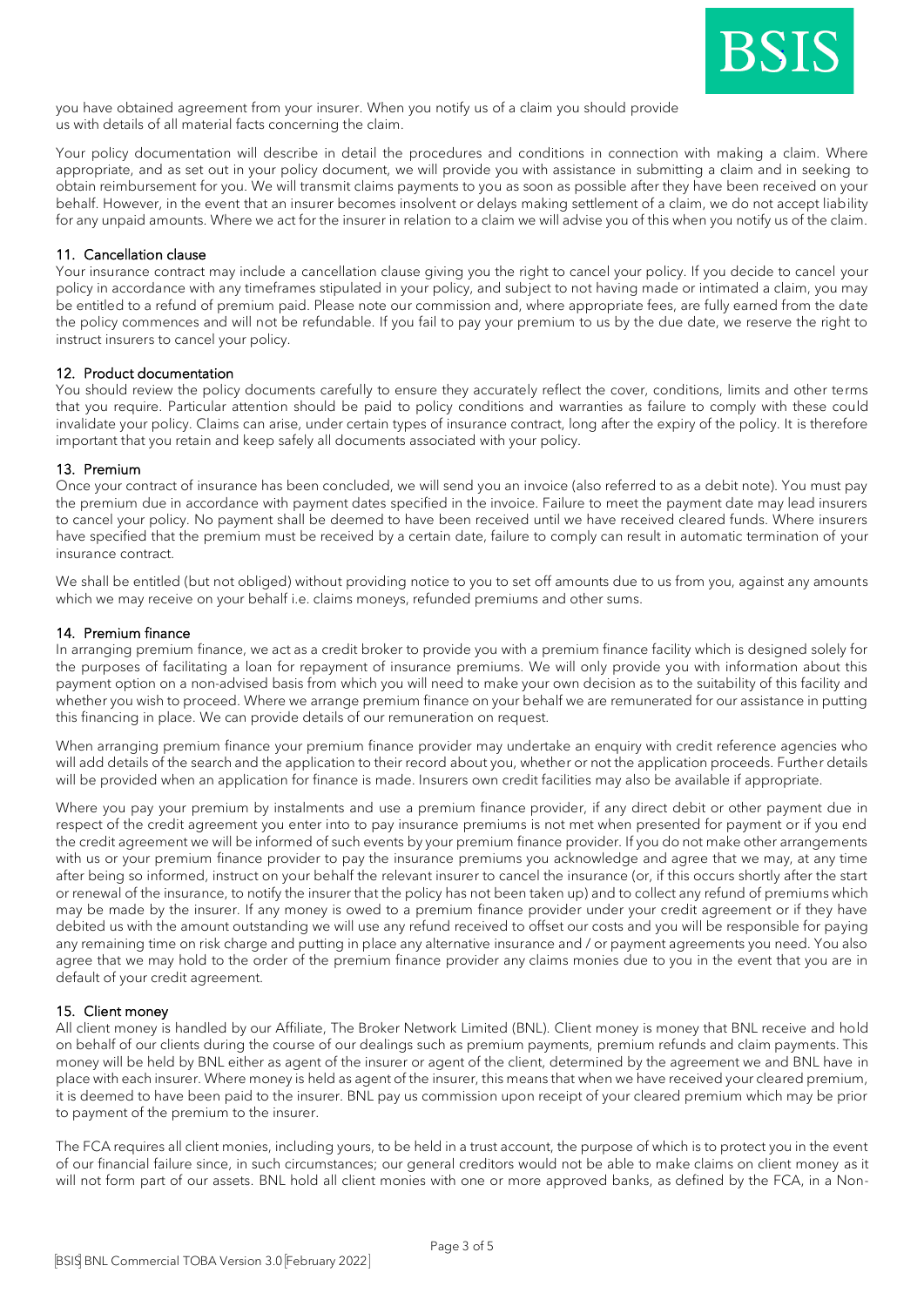you have obtained agreement from your insurer. When you notify us of a claim you should provide us with details of all material facts concerning the claim.

Your policy documentation will describe in detail the procedures and conditions in connection with making a claim. Where appropriate, and as set out in your policy document, we will provide you with assistance in submitting a claim and in seeking to obtain reimbursement for you. We will transmit claims payments to you as soon as possible after they have been received on your behalf. However, in the event that an insurer becomes insolvent or delays making settlement of a claim, we do not accept liability for any unpaid amounts. Where we act for the insurer in relation to a claim we will advise you of this when you notify us of the claim.

## 11. Cancellation clause

Your insurance contract may include a cancellation clause giving you the right to cancel your policy. If you decide to cancel your policy in accordance with any timeframes stipulated in your policy, and subject to not having made or intimated a claim, you may be entitled to a refund of premium paid. Please note our commission and, where appropriate fees, are fully earned from the date the policy commences and will not be refundable. If you fail to pay your premium to us by the due date, we reserve the right to instruct insurers to cancel your policy.

## 12. Product documentation

You should review the policy documents carefully to ensure they accurately reflect the cover, conditions, limits and other terms that you require. Particular attention should be paid to policy conditions and warranties as failure to comply with these could invalidate your policy. Claims can arise, under certain types of insurance contract, long after the expiry of the policy. It is therefore important that you retain and keep safely all documents associated with your policy.

## 13. Premium

Once your contract of insurance has been concluded, we will send you an invoice (also referred to as a debit note). You must pay the premium due in accordance with payment dates specified in the invoice. Failure to meet the payment date may lead insurers to cancel your policy. No payment shall be deemed to have been received until we have received cleared funds. Where insurers have specified that the premium must be received by a certain date, failure to comply can result in automatic termination of your insurance contract.

We shall be entitled (but not obliged) without providing notice to you to set off amounts due to us from you, against any amounts which we may receive on your behalf i.e. claims moneys, refunded premiums and other sums.

## 14. Premium finance

In arranging premium finance, we act as a credit broker to provide you with a premium finance facility which is designed solely for the purposes of facilitating a loan for repayment of insurance premiums. We will only provide you with information about this payment option on a non-advised basis from which you will need to make your own decision as to the suitability of this facility and whether you wish to proceed. Where we arrange premium finance on your behalf we are remunerated for our assistance in putting this financing in place. We can provide details of our remuneration on request.

When arranging premium finance your premium finance provider may undertake an enquiry with credit reference agencies who will add details of the search and the application to their record about you, whether or not the application proceeds. Further details will be provided when an application for finance is made. Insurers own credit facilities may also be available if appropriate.

Where you pay your premium by instalments and use a premium finance provider, if any direct debit or other payment due in respect of the credit agreement you enter into to pay insurance premiums is not met when presented for payment or if you end the credit agreement we will be informed of such events by your premium finance provider. If you do not make other arrangements with us or your premium finance provider to pay the insurance premiums you acknowledge and agree that we may, at any time after being so informed, instruct on your behalf the relevant insurer to cancel the insurance (or, if this occurs shortly after the start or renewal of the insurance, to notify the insurer that the policy has not been taken up) and to collect any refund of premiums which may be made by the insurer. If any money is owed to a premium finance provider under your credit agreement or if they have debited us with the amount outstanding we will use any refund received to offset our costs and you will be responsible for paying any remaining time on risk charge and putting in place any alternative insurance and / or payment agreements you need. You also agree that we may hold to the order of the premium finance provider any claims monies due to you in the event that you are in default of your credit agreement.

## 15. Client money

All client money is handled by our Affiliate, The Broker Network Limited (BNL). Client money is money that BNL receive and hold on behalf of our clients during the course of our dealings such as premium payments, premium refunds and claim payments. This money will be held by BNL either as agent of the insurer or agent of the client, determined by the agreement we and BNL have in place with each insurer. Where money is held as agent of the insurer, this means that when we have received your cleared premium, it is deemed to have been paid to the insurer. BNL pay us commission upon receipt of your cleared premium which may be prior to payment of the premium to the insurer.

The FCA requires all client monies, including yours, to be held in a trust account, the purpose of which is to protect you in the event of our financial failure since, in such circumstances; our general creditors would not be able to make claims on client money as it will not form part of our assets. BNL hold all client monies with one or more approved banks, as defined by the FCA, in a Non-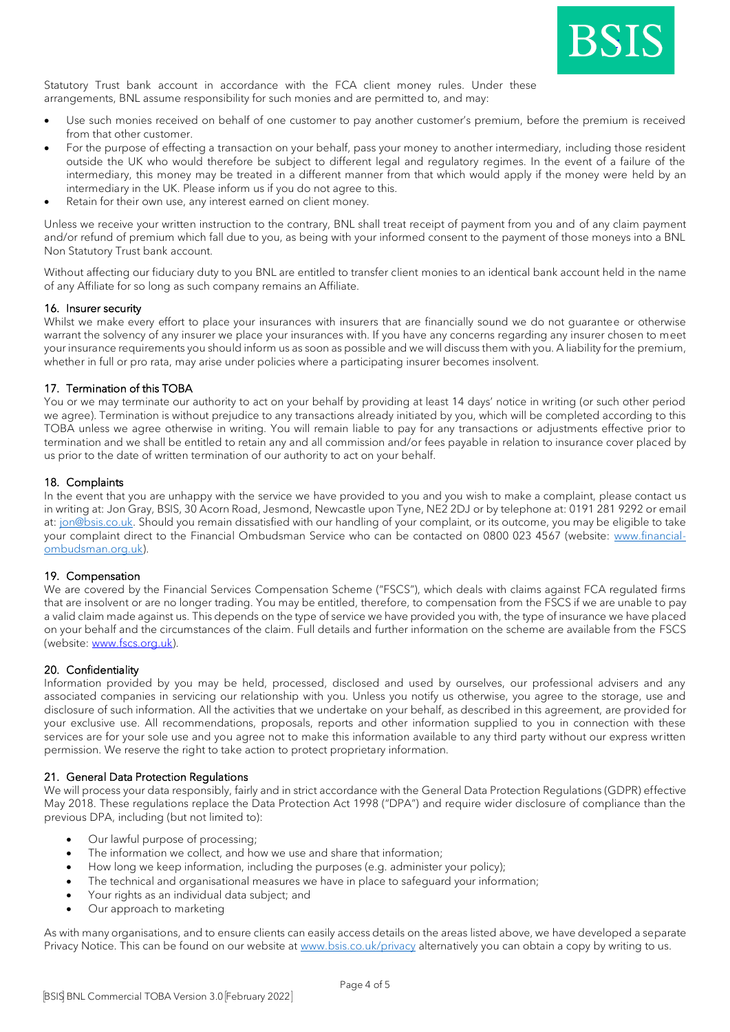Statutory Trust bank account in accordance with the FCA client money rules. Under these arrangements, BNL assume responsibility for such monies and are permitted to, and may:

- Use such monies received on behalf of one customer to pay another customer's premium, before the premium is received from that other customer.
- For the purpose of effecting a transaction on your behalf, pass your money to another intermediary, including those resident outside the UK who would therefore be subject to different legal and regulatory regimes. In the event of a failure of the intermediary, this money may be treated in a different manner from that which would apply if the money were held by an intermediary in the UK. Please inform us if you do not agree to this.
- Retain for their own use, any interest earned on client money.

Unless we receive your written instruction to the contrary, BNL shall treat receipt of payment from you and of any claim payment and/or refund of premium which fall due to you, as being with your informed consent to the payment of those moneys into a BNL Non Statutory Trust bank account.

Without affecting our fiduciary duty to you BNL are entitled to transfer client monies to an identical bank account held in the name of any Affiliate for so long as such company remains an Affiliate.

## 16. Insurer security

Whilst we make every effort to place your insurances with insurers that are financially sound we do not guarantee or otherwise warrant the solvency of any insurer we place your insurances with. If you have any concerns regarding any insurer chosen to meet your insurance requirements you should inform us as soon as possible and we will discuss them with you. A liability for the premium, whether in full or pro rata, may arise under policies where a participating insurer becomes insolvent.

## 17. Termination of this TOBA

You or we may terminate our authority to act on your behalf by providing at least 14 days' notice in writing (or such other period we agree). Termination is without prejudice to any transactions already initiated by you, which will be completed according to this TOBA unless we agree otherwise in writing. You will remain liable to pay for any transactions or adjustments effective prior to termination and we shall be entitled to retain any and all commission and/or fees payable in relation to insurance cover placed by us prior to the date of written termination of our authority to act on your behalf.

## 18. Complaints

In the event that you are unhappy with the service we have provided to you and you wish to make a complaint, please contact us in writing at: Jon Gray, BSIS, 30 Acorn Road, Jesmond, Newcastle upon Tyne, NE2 2DJ or by telephone at: 0191 281 9292 or email at: jon@bsis.co.uk. Should you remain dissatisfied with our handling of your complaint, or its outcome, you may be eligible to take your complaint direct to the Financial Ombudsman Service who can be contacted on 0800 023 4567 (website: www.financial-ombudsman.org.uk).

## 19. Compensation

We are covered by the Financial Services Compensation Scheme ("FSCS"), which deals with claims against FCA regulated firms that are insolvent or are no longer trading. You may be entitled, therefore, to compensation from the FSCS if we are unable to pay a valid claim made against us. This depends on the type of service we have provided you with, the type of insurance we have placed on your behalf and the circumstances of the claim. Full details and further information on the scheme are available from the FSCS (website: www.fscs.org.uk).

## 20. Confidentiality

Information provided by you may be held, processed, disclosed and used by ourselves, our professional advisers and any associated companies in servicing our relationship with you. Unless you notify us otherwise, you agree to the storage, use and disclosure of such information. All the activities that we undertake on your behalf, as described in this agreement, are provided for your exclusive use. All recommendations, proposals, reports and other information supplied to you in connection with these services are for your sole use and you agree not to make this information available to any third party without our express written permission. We reserve the right to take action to protect proprietary information.

## 21. General Data Protection Regulations

We will process your data responsibly, fairly and in strict accordance with the General Data Protection Regulations (GDPR) effective May 2018. These regulations replace the Data Protection Act 1998 ("DPA") and require wider disclosure of compliance than the previous DPA, including (but not limited to):

- Our lawful purpose of processing;
- The information we collect, and how we use and share that information;
- How long we keep information, including the purposes (e.g. administer your policy);
- The technical and organisational measures we have in place to safeguard your information;
- Your rights as an individual data subject; and
- Our approach to marketing

As with many organisations, and to ensure clients can easily access details on the areas listed above, we have developed a separate Privacy Notice. This can be found on our website at www.bsis.co.uk/privacy alternatively you can obtain a copy by writing to us.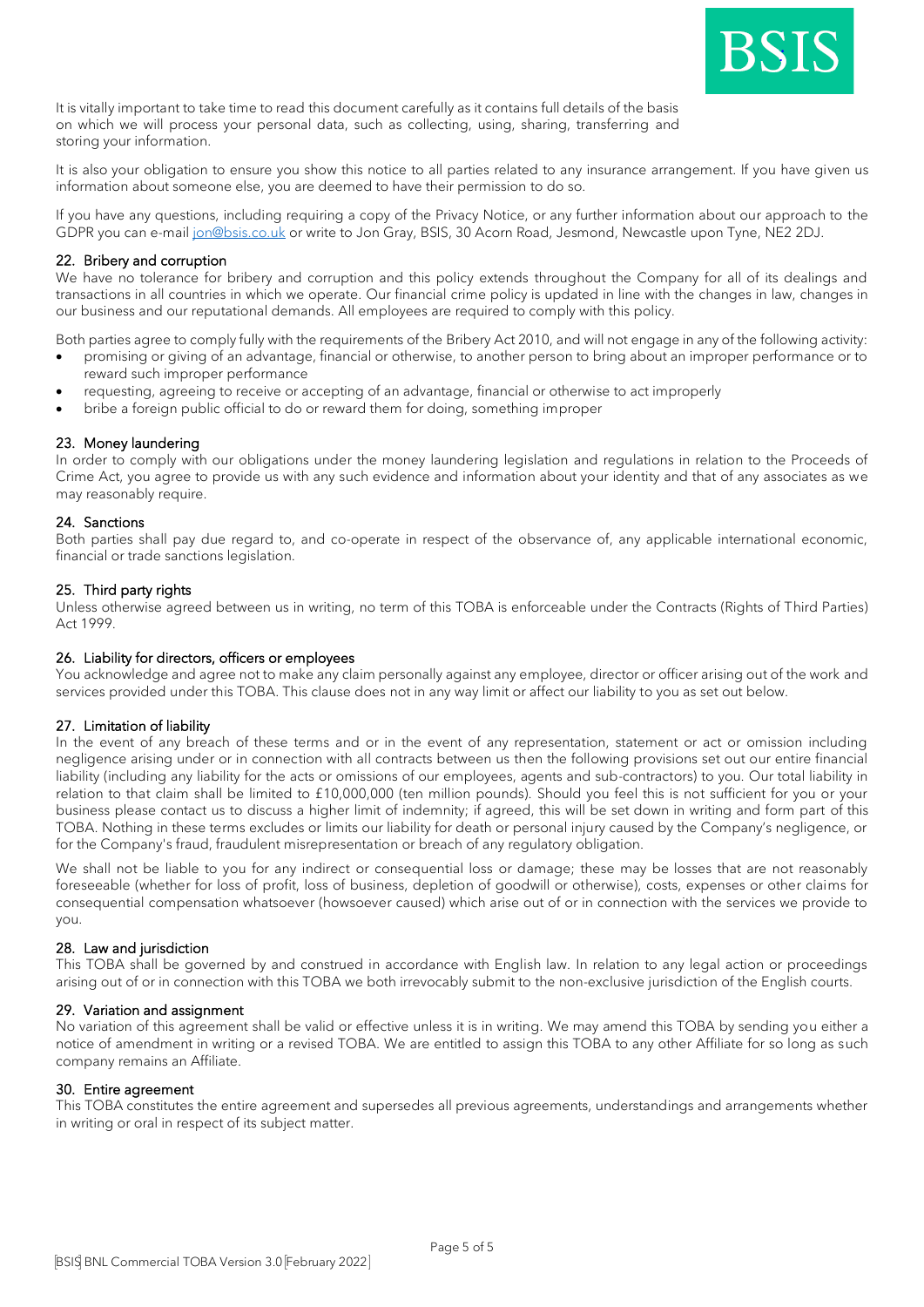It is vitally important to take time to read this document carefully as it contains full details of the basis on which we will process your personal data, such as collecting, using, sharing, transferring and storing your information.

It is also your obligation to ensure you show this notice to all parties related to any insurance arrangement. If you have given us information about someone else, you are deemed to have their permission to do so.

If you have any questions, including requiring a copy of the Privacy Notice, or any further information about our approach to the GDPR you can e-mail jon@bsis.co.uk or write to Jon Gray, BSIS, 30 Acorn Road, Jesmond, Newcastle upon Tyne, NE2 2DJ.

## 22. Bribery and corruption

We have no tolerance for bribery and corruption and this policy extends throughout the Company for all of its dealings and transactions in all countries in which we operate. Our financial crime policy is updated in line with the changes in law, changes in our business and our reputational demands. All employees are required to comply with this policy.

Both parties agree to comply fully with the requirements of the Bribery Act 2010, and will not engage in any of the following activity:

- promising or giving of an advantage, financial or otherwise, to another person to bring about an improper performance or to reward such improper performance
- requesting, agreeing to receive or accepting of an advantage, financial or otherwise to act improperly
- bribe a foreign public official to do or reward them for doing, something improper

## 23. Money laundering

In order to comply with our obligations under the money laundering legislation and regulations in relation to the Proceeds of Crime Act, you agree to provide us with any such evidence and information about your identity and that of any associates as we may reasonably require.

## 24. Sanctions

Both parties shall pay due regard to, and co-operate in respect of the observance of, any applicable international economic, financial or trade sanctions legislation.

## 25. Third party rights

Unless otherwise agreed between us in writing, no term of this TOBA is enforceable under the Contracts (Rights of Third Parties) Act 1999.

## 26. Liability for directors, officers or employees

You acknowledge and agree not to make any claim personally against any employee, director or officer arising out of the work and services provided under this TOBA. This clause does not in any way limit or affect our liability to you as set out below.

## 27. Limitation of liability

In the event of any breach of these terms and or in the event of any representation, statement or act or omission including negligence arising under or in connection with all contracts between us then the following provisions set out our entire financial liability (including any liability for the acts or omissions of our employees, agents and sub-contractors) to you. Our total liability in relation to that claim shall be limited to £10,000,000 (ten million pounds). Should you feel this is not sufficient for you or your business please contact us to discuss a higher limit of indemnity; if agreed, this will be set down in writing and form part of this TOBA. Nothing in these terms excludes or limits our liability for death or personal injury caused by the Company's negligence, or for the Company's fraud, fraudulent misrepresentation or breach of any regulatory obligation.

We shall not be liable to you for any indirect or consequential loss or damage; these may be losses that are not reasonably foreseeable (whether for loss of profit, loss of business, depletion of goodwill or otherwise), costs, expenses or other claims for consequential compensation whatsoever (howsoever caused) which arise out of or in connection with the services we provide to you.

## 28. Law and jurisdiction

This TOBA shall be governed by and construed in accordance with English law. In relation to any legal action or proceedings arising out of or in connection with this TOBA we both irrevocably submit to the non-exclusive jurisdiction of the English courts.

## 29. Variation and assignment

No variation of this agreement shall be valid or effective unless it is in writing. We may amend this TOBA by sending you either a notice of amendment in writing or a revised TOBA. We are entitled to assign this TOBA to any other Affiliate for so long as such company remains an Affiliate.

## 30. Entire agreement

This TOBA constitutes the entire agreement and supersedes all previous agreements, understandings and arrangements whether in writing or oral in respect of its subject matter.